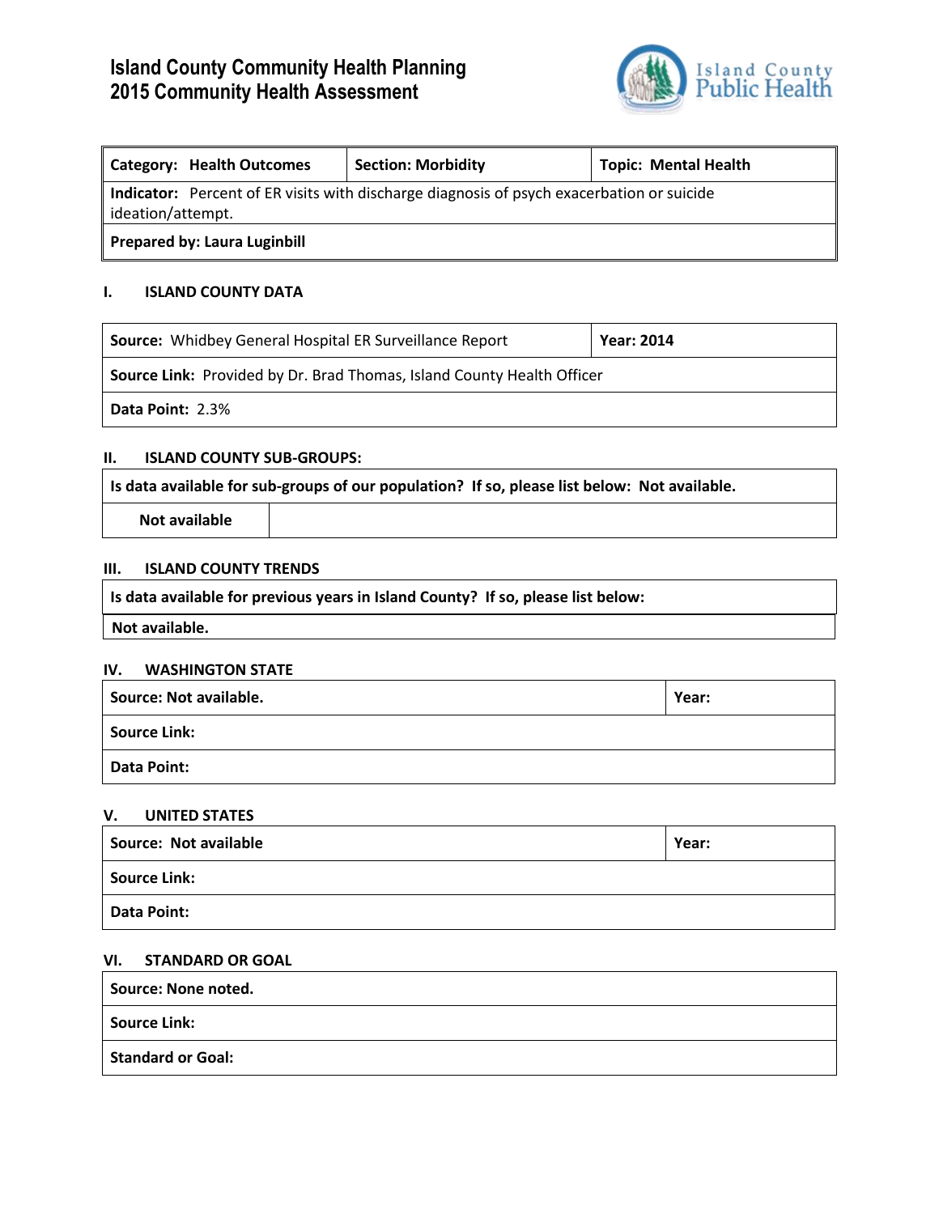# Island County Community Health Planning
# 2015 Community Health Assessment

| **Category: Health Outcomes** | **Section: Morbidity** | **Topic: Mental Health** |
|---|---|---|
| **Indicator:** Percent of ER visits with discharge diagnosis of psych exacerbation or suicide ideation/attempt. | | |
| **Prepared by: Laura Luginbill** | | |

### I. ISLAND COUNTY DATA

| **Source:** Whidbey General Hospital ER Surveillance Report | **Year: 2014** |
|---|---|
| **Source Link:** Provided by Dr. Brad Thomas, Island County Health Officer | |
| **Data Point:** 2.3% | |

### II. ISLAND COUNTY SUB-GROUPS:

| **Is data available for sub-groups of our population? If so, please list below: Not available.** | |
|---|---|
| **Not available** | |

### III. ISLAND COUNTY TRENDS

| **Is data available for previous years in Island County? If so, please list below:** |
|---|
| **Not available.** |

### IV. WASHINGTON STATE

| **Source: Not available.** | **Year:** |
|---|---|
| **Source Link:** | |
| **Data Point:** | |

### V. UNITED STATES

| **Source: Not available** | **Year:** |
|---|---|
| **Source Link:** | |
| **Data Point:** | |

### VI. STANDARD OR GOAL

| **Source: None noted.** |
|---|
| **Source Link:** |
| **Standard or Goal:** |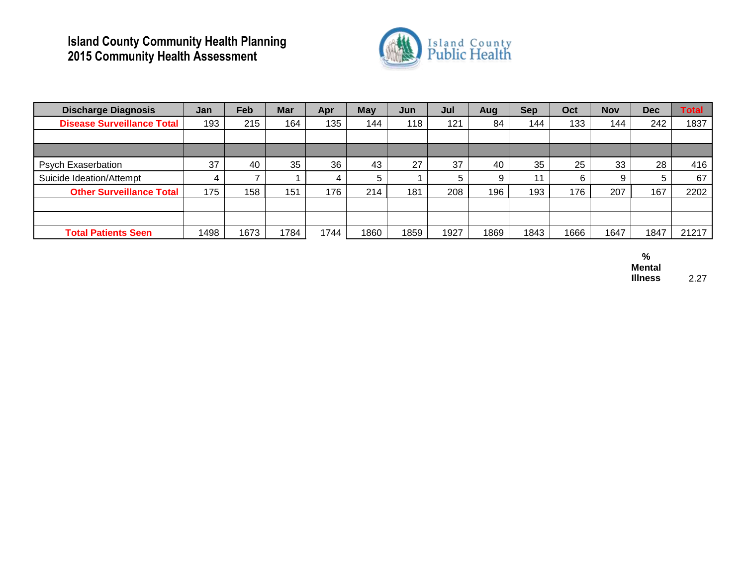## Island County Community Health Planning
## 2015 Community Health Assessment

Island County Public Health

| Discharge Diagnosis | Jan | Feb | Mar | Apr | May | Jun | Jul | Aug | Sep | Oct | Nov | Dec | Total |
|---|---|---|---|---|---|---|---|---|---|---|---|---|---|
| **Disease Surveillance Total** | 193 | 215 | 164 | 135 | 144 | 118 | 121 | 84 | 144 | 133 | 144 | 242 | 1837 |
| | | | | | | | | | | | | | |
| | | | | | | | | | | | | | |
| Psych Exaserbation | 37 | 40 | 35 | 36 | 43 | 27 | 37 | 40 | 35 | 25 | 33 | 28 | 416 |
| Suicide Ideation/Attempt | 4 | 7 | 1 | 4 | 5 | 1 | 5 | 9 | 11 | 6 | 9 | 5 | 67 |
| **Other Surveillance Total** | 175 | 158 | 151 | 176 | 214 | 181 | 208 | 196 | 193 | 176 | 207 | 167 | 2202 |
| | | | | | | | | | | | | | |
| | | | | | | | | | | | | | |
| **Total Patients Seen** | 1498 | 1673 | 1784 | 1744 | 1860 | 1859 | 1927 | 1869 | 1843 | 1666 | 1647 | 1847 | 21217 |

**% Mental Illness** 2.27